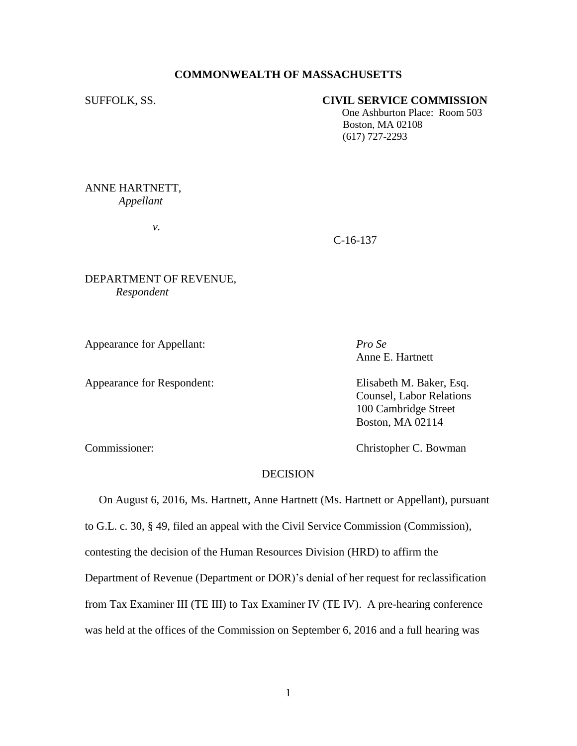**COMMONWEALTH OF MASSACHUSETTS**

SUFFOLK, SS.

**CIVIL SERVICE COMMISSION**
One Ashburton Place: Room 503
Boston, MA 02108
(617) 727-2293

ANNE HARTNETT,
*Appellant*

*v.*

C-16-137

DEPARTMENT OF REVENUE,
*Respondent*

Appearance for Appellant: *Pro Se*
Anne E. Hartnett

Appearance for Respondent: Elisabeth M. Baker, Esq.
Counsel, Labor Relations
100 Cambridge Street
Boston, MA 02114

Commissioner: Christopher C. Bowman

DECISION

On August 6, 2016, Ms. Hartnett, Anne Hartnett (Ms. Hartnett or Appellant), pursuant to G.L. c. 30, § 49, filed an appeal with the Civil Service Commission (Commission), contesting the decision of the Human Resources Division (HRD) to affirm the Department of Revenue (Department or DOR)'s denial of her request for reclassification from Tax Examiner III (TE III) to Tax Examiner IV (TE IV). A pre-hearing conference was held at the offices of the Commission on September 6, 2016 and a full hearing was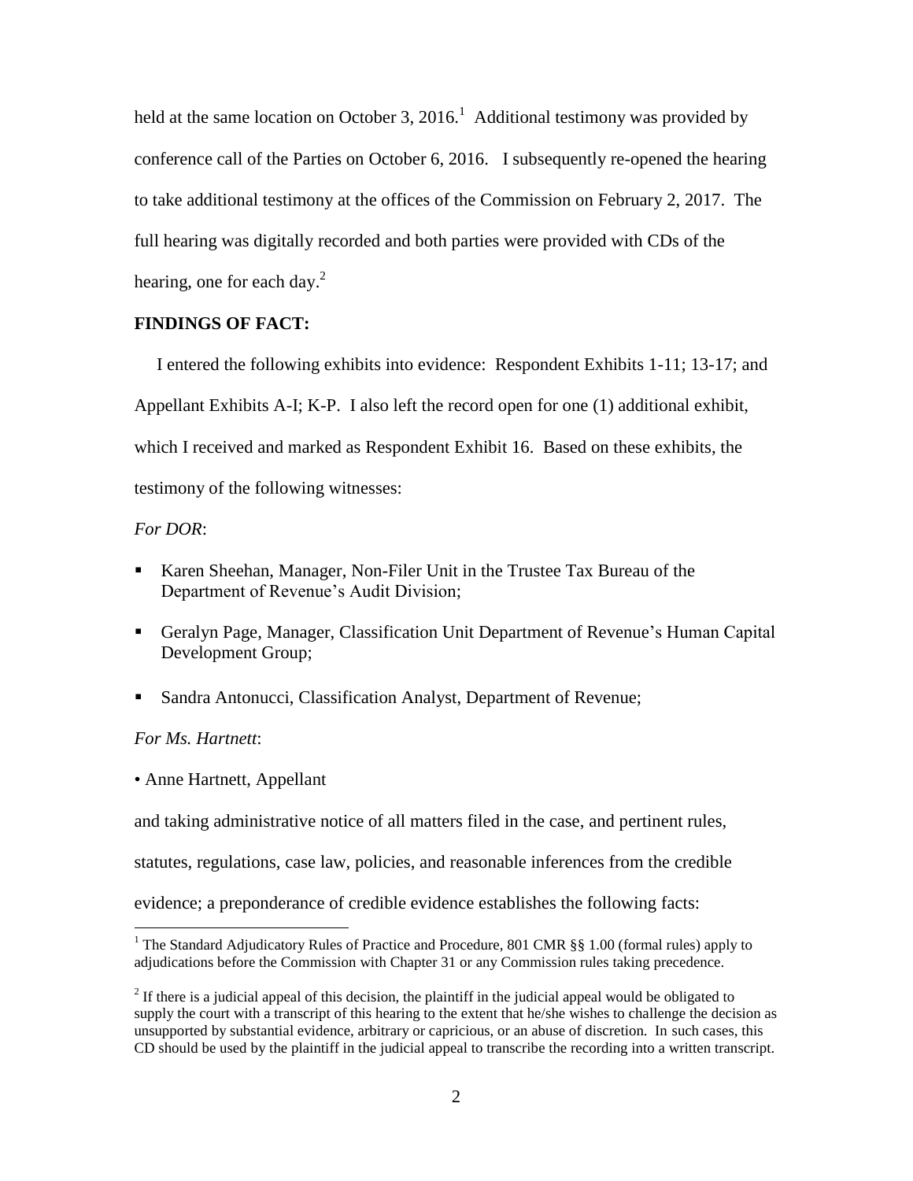held at the same location on October 3, 2016.[1] Additional testimony was provided by conference call of the Parties on October 6, 2016. I subsequently re-opened the hearing to take additional testimony at the offices of the Commission on February 2, 2017. The full hearing was digitally recorded and both parties were provided with CDs of the hearing, one for each day.[2]

**FINDINGS OF FACT:**

I entered the following exhibits into evidence: Respondent Exhibits 1-11; 13-17; and Appellant Exhibits A-I; K-P. I also left the record open for one (1) additional exhibit, which I received and marked as Respondent Exhibit 16. Based on these exhibits, the testimony of the following witnesses:

*For DOR*:

- Karen Sheehan, Manager, Non-Filer Unit in the Trustee Tax Bureau of the Department of Revenue's Audit Division;
- Geralyn Page, Manager, Classification Unit Department of Revenue's Human Capital Development Group;
- Sandra Antonucci, Classification Analyst, Department of Revenue;

*For Ms. Hartnett*:

- Anne Hartnett, Appellant

and taking administrative notice of all matters filed in the case, and pertinent rules, statutes, regulations, case law, policies, and reasonable inferences from the credible evidence; a preponderance of credible evidence establishes the following facts:

---

[1] The Standard Adjudicatory Rules of Practice and Procedure, 801 CMR §§ 1.00 (formal rules) apply to adjudications before the Commission with Chapter 31 or any Commission rules taking precedence.

[2] If there is a judicial appeal of this decision, the plaintiff in the judicial appeal would be obligated to supply the court with a transcript of this hearing to the extent that he/she wishes to challenge the decision as unsupported by substantial evidence, arbitrary or capricious, or an abuse of discretion. In such cases, this CD should be used by the plaintiff in the judicial appeal to transcribe the recording into a written transcript.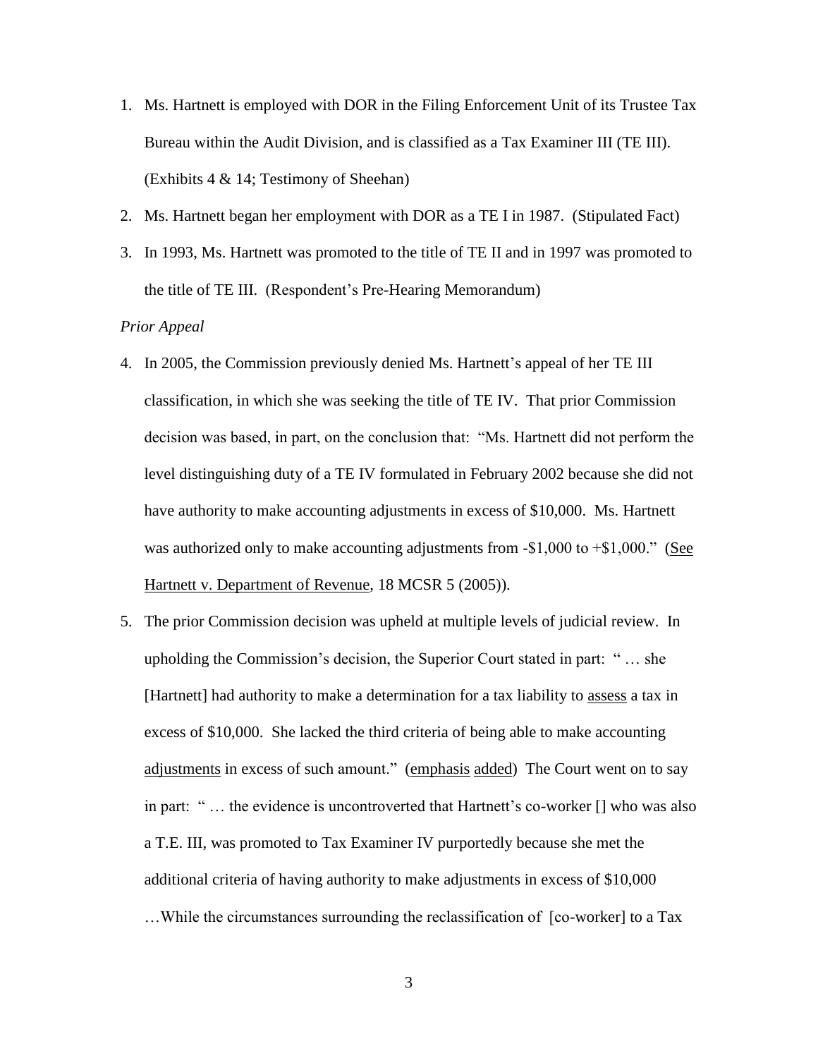1. Ms. Hartnett is employed with DOR in the Filing Enforcement Unit of its Trustee Tax Bureau within the Audit Division, and is classified as a Tax Examiner III (TE III). (Exhibits 4 & 14; Testimony of Sheehan)
2. Ms. Hartnett began her employment with DOR as a TE I in 1987. (Stipulated Fact)
3. In 1993, Ms. Hartnett was promoted to the title of TE II and in 1997 was promoted to the title of TE III. (Respondent's Pre-Hearing Memorandum)

*Prior Appeal*

4. In 2005, the Commission previously denied Ms. Hartnett's appeal of her TE III classification, in which she was seeking the title of TE IV. That prior Commission decision was based, in part, on the conclusion that: "Ms. Hartnett did not perform the level distinguishing duty of a TE IV formulated in February 2002 because she did not have authority to make accounting adjustments in excess of $10,000. Ms. Hartnett was authorized only to make accounting adjustments from -$1,000 to +$1,000." (<u>See Hartnett v. Department of Revenue</u>, 18 MCSR 5 (2005)).
5. The prior Commission decision was upheld at multiple levels of judicial review. In upholding the Commission's decision, the Superior Court stated in part: " … she [Hartnett] had authority to make a determination for a tax liability to <u>assess</u> a tax in excess of $10,000. She lacked the third criteria of being able to make accounting <u>adjustments</u> in excess of such amount." (<u>emphasis</u> <u>added</u>) The Court went on to say in part: " … the evidence is uncontroverted that Hartnett's co-worker [] who was also a T.E. III, was promoted to Tax Examiner IV purportedly because she met the additional criteria of having authority to make adjustments in excess of $10,000 …While the circumstances surrounding the reclassification of [co-worker] to a Tax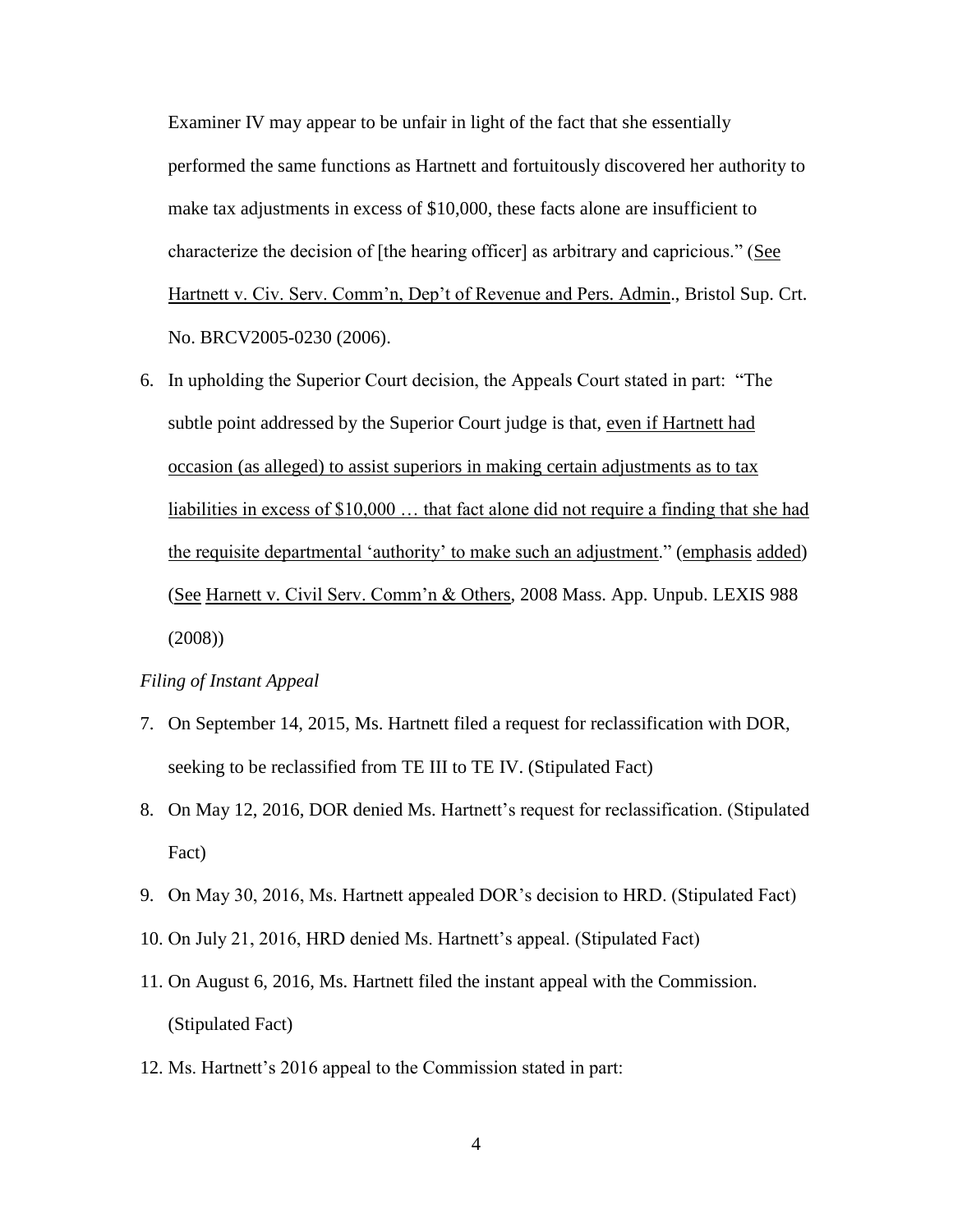Examiner IV may appear to be unfair in light of the fact that she essentially performed the same functions as Hartnett and fortuitously discovered her authority to make tax adjustments in excess of $10,000, these facts alone are insufficient to characterize the decision of [the hearing officer] as arbitrary and capricious." (<u>See</u> <u>Hartnett v. Civ. Serv. Comm'n, Dep't of Revenue and Pers. Admin</u>., Bristol Sup. Crt. No. BRCV2005-0230 (2006).

6. In upholding the Superior Court decision, the Appeals Court stated in part: "The subtle point addressed by the Superior Court judge is that, <u>even if Hartnett had occasion (as alleged) to assist superiors in making certain adjustments as to tax liabilities in excess of $10,000 … that fact alone did not require a finding that she had the requisite departmental 'authority' to make such an adjustment</u>." (<u>emphasis</u> <u>added</u>) (<u>See</u> <u>Harnett v. Civil Serv. Comm'n & Others</u>, 2008 Mass. App. Unpub. LEXIS 988 (2008))

*Filing of Instant Appeal*

7. On September 14, 2015, Ms. Hartnett filed a request for reclassification with DOR, seeking to be reclassified from TE III to TE IV. (Stipulated Fact)
8. On May 12, 2016, DOR denied Ms. Hartnett's request for reclassification. (Stipulated Fact)
9. On May 30, 2016, Ms. Hartnett appealed DOR's decision to HRD. (Stipulated Fact)
10. On July 21, 2016, HRD denied Ms. Hartnett's appeal. (Stipulated Fact)
11. On August 6, 2016, Ms. Hartnett filed the instant appeal with the Commission. (Stipulated Fact)
12. Ms. Hartnett's 2016 appeal to the Commission stated in part: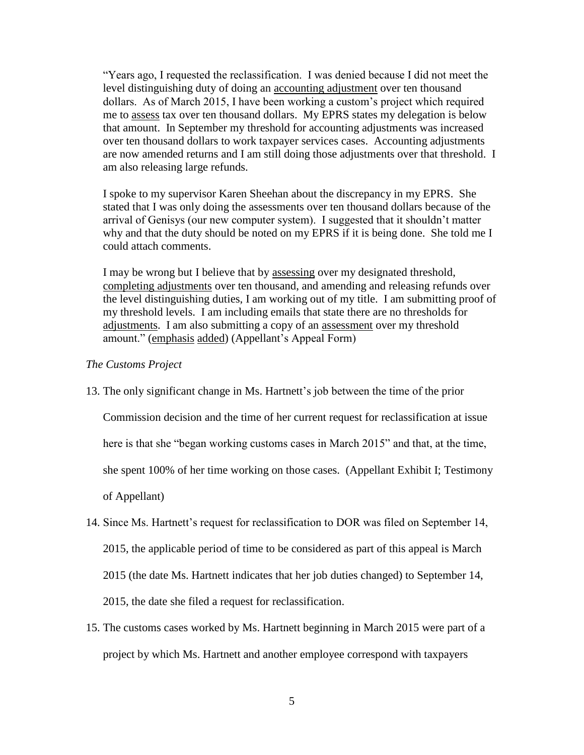"Years ago, I requested the reclassification. I was denied because I did not meet the level distinguishing duty of doing an <u>accounting adjustment</u> over ten thousand dollars. As of March 2015, I have been working a custom's project which required me to <u>assess</u> tax over ten thousand dollars. My EPRS states my delegation is below that amount. In September my threshold for accounting adjustments was increased over ten thousand dollars to work taxpayer services cases. Accounting adjustments are now amended returns and I am still doing those adjustments over that threshold. I am also releasing large refunds.

I spoke to my supervisor Karen Sheehan about the discrepancy in my EPRS. She stated that I was only doing the assessments over ten thousand dollars because of the arrival of Genisys (our new computer system). I suggested that it shouldn't matter why and that the duty should be noted on my EPRS if it is being done. She told me I could attach comments.

I may be wrong but I believe that by <u>assessing</u> over my designated threshold, <u>completing adjustments</u> over ten thousand, and amending and releasing refunds over the level distinguishing duties, I am working out of my title. I am submitting proof of my threshold levels. I am including emails that state there are no thresholds for <u>adjustments</u>. I am also submitting a copy of an <u>assessment</u> over my threshold amount." (<u>emphasis</u> <u>added</u>) (Appellant's Appeal Form)

*The Customs Project*

13. The only significant change in Ms. Hartnett's job between the time of the prior Commission decision and the time of her current request for reclassification at issue here is that she "began working customs cases in March 2015" and that, at the time, she spent 100% of her time working on those cases. (Appellant Exhibit I; Testimony of Appellant)

14. Since Ms. Hartnett's request for reclassification to DOR was filed on September 14, 2015, the applicable period of time to be considered as part of this appeal is March 2015 (the date Ms. Hartnett indicates that her job duties changed) to September 14, 2015, the date she filed a request for reclassification.

15. The customs cases worked by Ms. Hartnett beginning in March 2015 were part of a project by which Ms. Hartnett and another employee correspond with taxpayers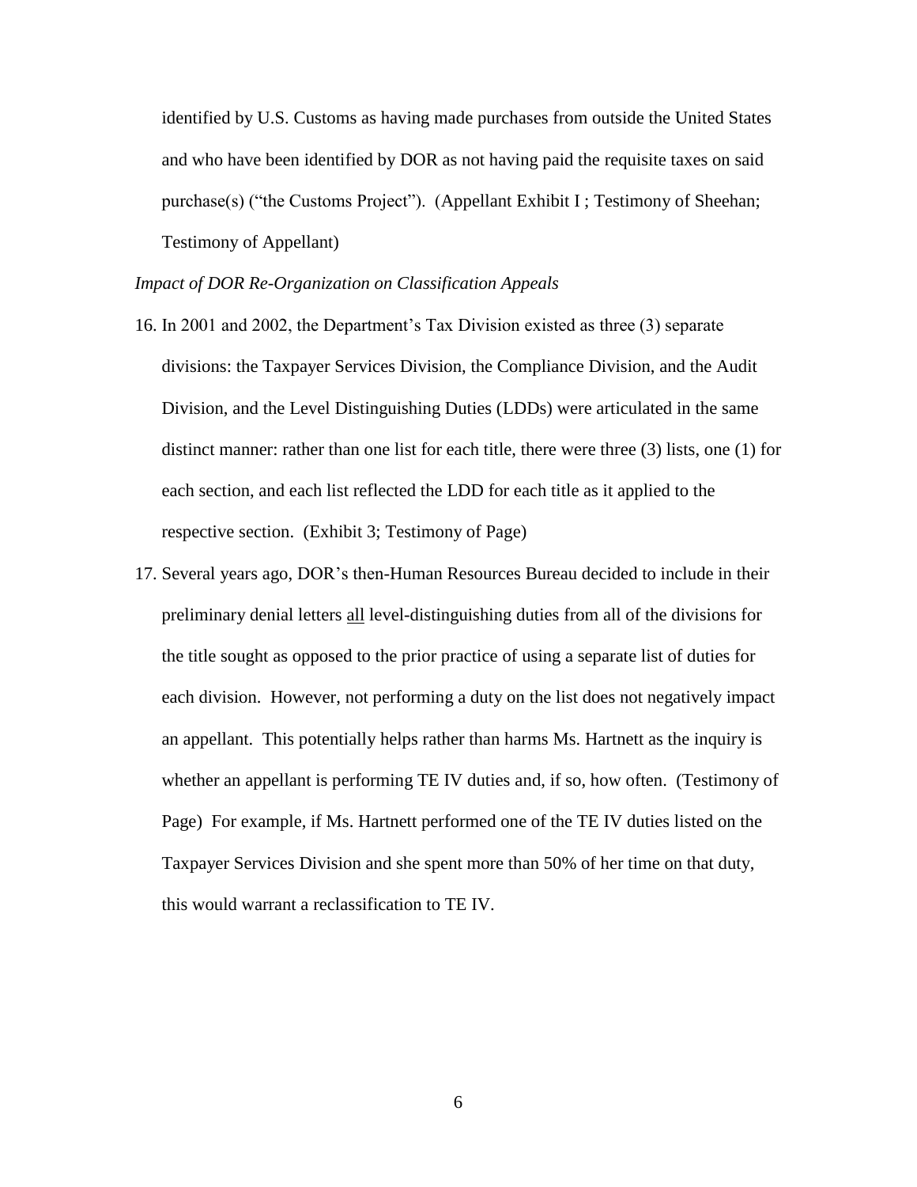identified by U.S. Customs as having made purchases from outside the United States and who have been identified by DOR as not having paid the requisite taxes on said purchase(s) ("the Customs Project"). (Appellant Exhibit I ; Testimony of Sheehan; Testimony of Appellant)

*Impact of DOR Re-Organization on Classification Appeals*

16. In 2001 and 2002, the Department's Tax Division existed as three (3) separate divisions: the Taxpayer Services Division, the Compliance Division, and the Audit Division, and the Level Distinguishing Duties (LDDs) were articulated in the same distinct manner: rather than one list for each title, there were three (3) lists, one (1) for each section, and each list reflected the LDD for each title as it applied to the respective section. (Exhibit 3; Testimony of Page)

17. Several years ago, DOR's then-Human Resources Bureau decided to include in their preliminary denial letters <u>all</u> level-distinguishing duties from all of the divisions for the title sought as opposed to the prior practice of using a separate list of duties for each division. However, not performing a duty on the list does not negatively impact an appellant. This potentially helps rather than harms Ms. Hartnett as the inquiry is whether an appellant is performing TE IV duties and, if so, how often. (Testimony of Page) For example, if Ms. Hartnett performed one of the TE IV duties listed on the Taxpayer Services Division and she spent more than 50% of her time on that duty, this would warrant a reclassification to TE IV.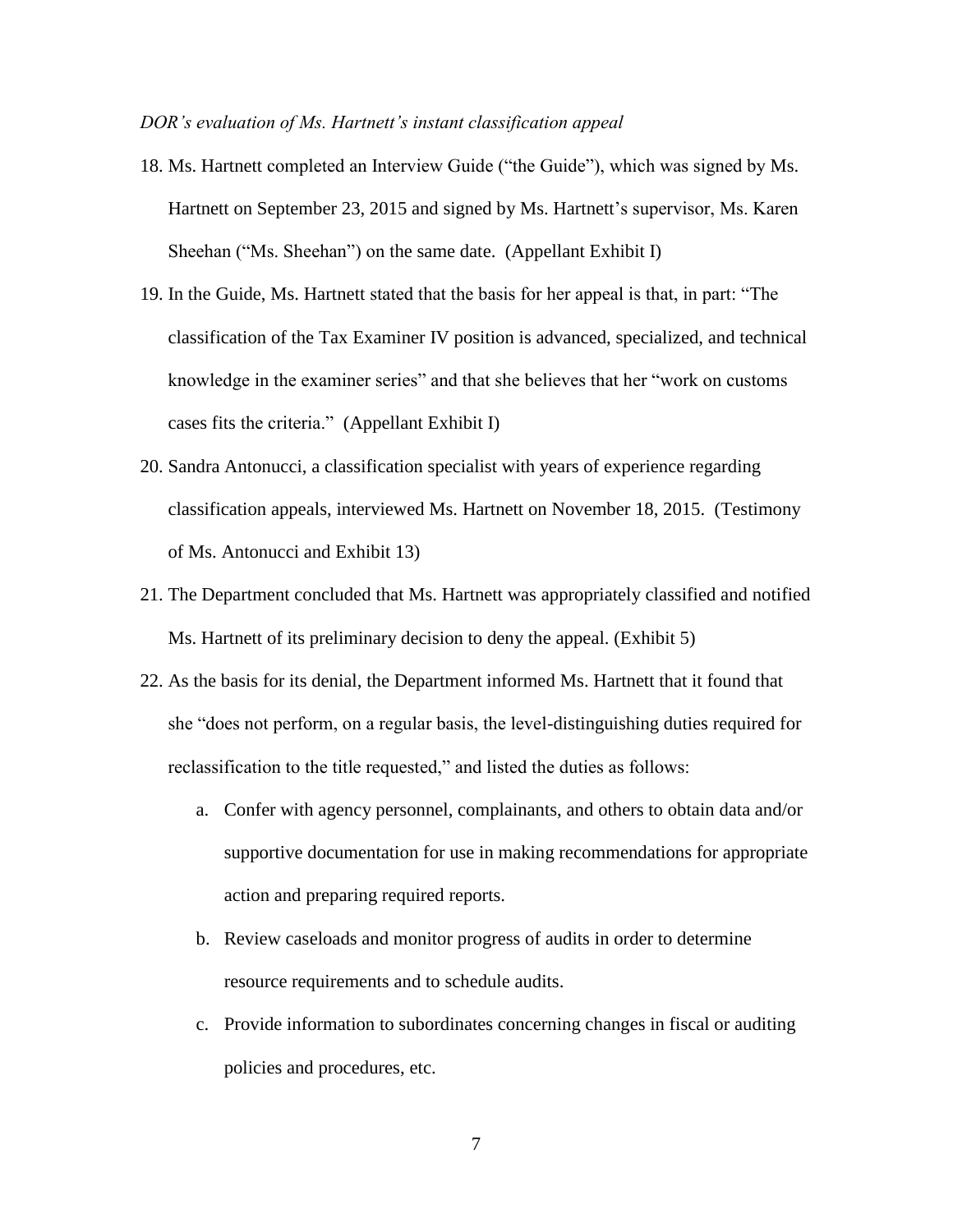*DOR's evaluation of Ms. Hartnett's instant classification appeal*

18. Ms. Hartnett completed an Interview Guide ("the Guide"), which was signed by Ms. Hartnett on September 23, 2015 and signed by Ms. Hartnett's supervisor, Ms. Karen Sheehan ("Ms. Sheehan") on the same date. (Appellant Exhibit I)
19. In the Guide, Ms. Hartnett stated that the basis for her appeal is that, in part: "The classification of the Tax Examiner IV position is advanced, specialized, and technical knowledge in the examiner series" and that she believes that her "work on customs cases fits the criteria." (Appellant Exhibit I)
20. Sandra Antonucci, a classification specialist with years of experience regarding classification appeals, interviewed Ms. Hartnett on November 18, 2015. (Testimony of Ms. Antonucci and Exhibit 13)
21. The Department concluded that Ms. Hartnett was appropriately classified and notified Ms. Hartnett of its preliminary decision to deny the appeal. (Exhibit 5)
22. As the basis for its denial, the Department informed Ms. Hartnett that it found that she "does not perform, on a regular basis, the level-distinguishing duties required for reclassification to the title requested," and listed the duties as follows:
    a. Confer with agency personnel, complainants, and others to obtain data and/or supportive documentation for use in making recommendations for appropriate action and preparing required reports.
    b. Review caseloads and monitor progress of audits in order to determine resource requirements and to schedule audits.
    c. Provide information to subordinates concerning changes in fiscal or auditing policies and procedures, etc.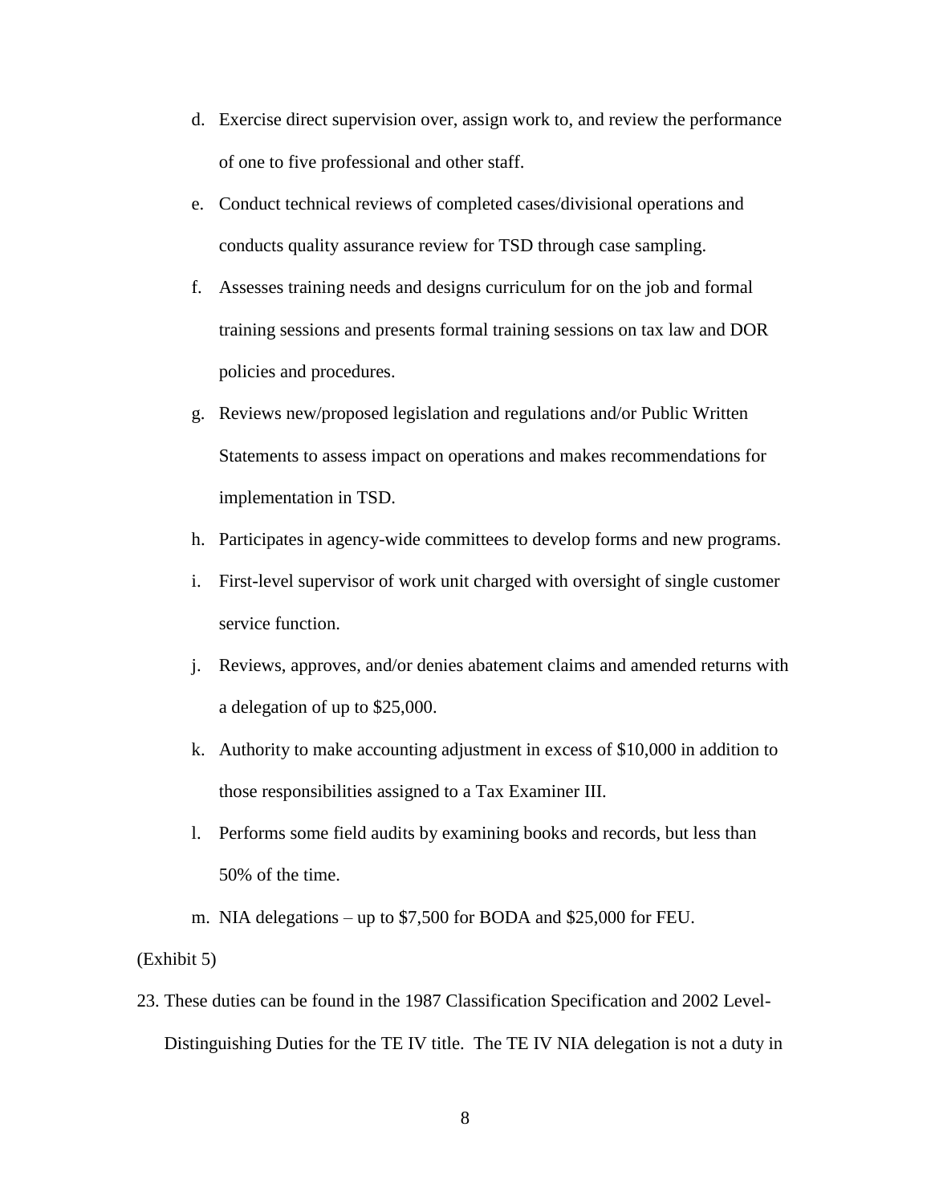d. Exercise direct supervision over, assign work to, and review the performance of one to five professional and other staff.

e. Conduct technical reviews of completed cases/divisional operations and conducts quality assurance review for TSD through case sampling.

f. Assesses training needs and designs curriculum for on the job and formal training sessions and presents formal training sessions on tax law and DOR policies and procedures.

g. Reviews new/proposed legislation and regulations and/or Public Written Statements to assess impact on operations and makes recommendations for implementation in TSD.

h. Participates in agency-wide committees to develop forms and new programs.

i. First-level supervisor of work unit charged with oversight of single customer service function.

j. Reviews, approves, and/or denies abatement claims and amended returns with a delegation of up to $25,000.

k. Authority to make accounting adjustment in excess of $10,000 in addition to those responsibilities assigned to a Tax Examiner III.

l. Performs some field audits by examining books and records, but less than 50% of the time.

m. NIA delegations – up to $7,500 for BODA and $25,000 for FEU.

(Exhibit 5)

23. These duties can be found in the 1987 Classification Specification and 2002 Level-Distinguishing Duties for the TE IV title. The TE IV NIA delegation is not a duty in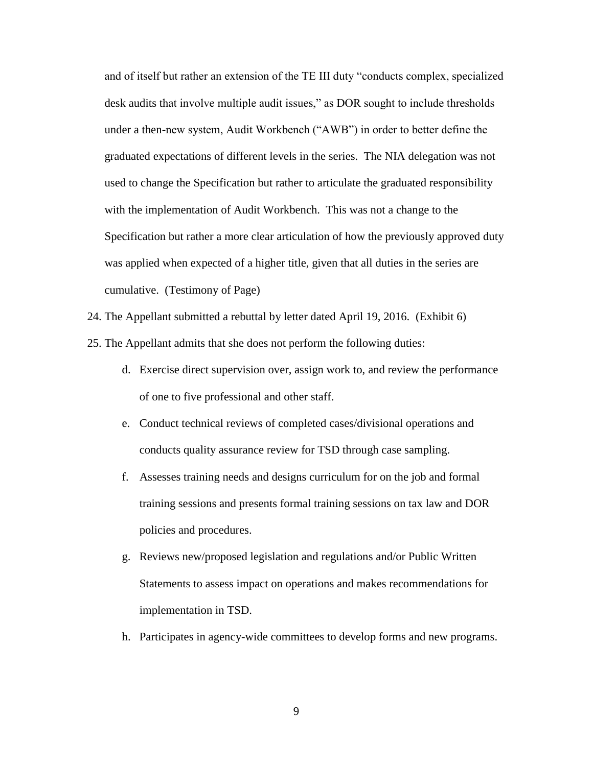and of itself but rather an extension of the TE III duty "conducts complex, specialized desk audits that involve multiple audit issues," as DOR sought to include thresholds under a then-new system, Audit Workbench ("AWB") in order to better define the graduated expectations of different levels in the series. The NIA delegation was not used to change the Specification but rather to articulate the graduated responsibility with the implementation of Audit Workbench. This was not a change to the Specification but rather a more clear articulation of how the previously approved duty was applied when expected of a higher title, given that all duties in the series are cumulative. (Testimony of Page)

24. The Appellant submitted a rebuttal by letter dated April 19, 2016. (Exhibit 6)

25. The Appellant admits that she does not perform the following duties:

    d. Exercise direct supervision over, assign work to, and review the performance of one to five professional and other staff.

    e. Conduct technical reviews of completed cases/divisional operations and conducts quality assurance review for TSD through case sampling.

    f. Assesses training needs and designs curriculum for on the job and formal training sessions and presents formal training sessions on tax law and DOR policies and procedures.

    g. Reviews new/proposed legislation and regulations and/or Public Written Statements to assess impact on operations and makes recommendations for implementation in TSD.

    h. Participates in agency-wide committees to develop forms and new programs.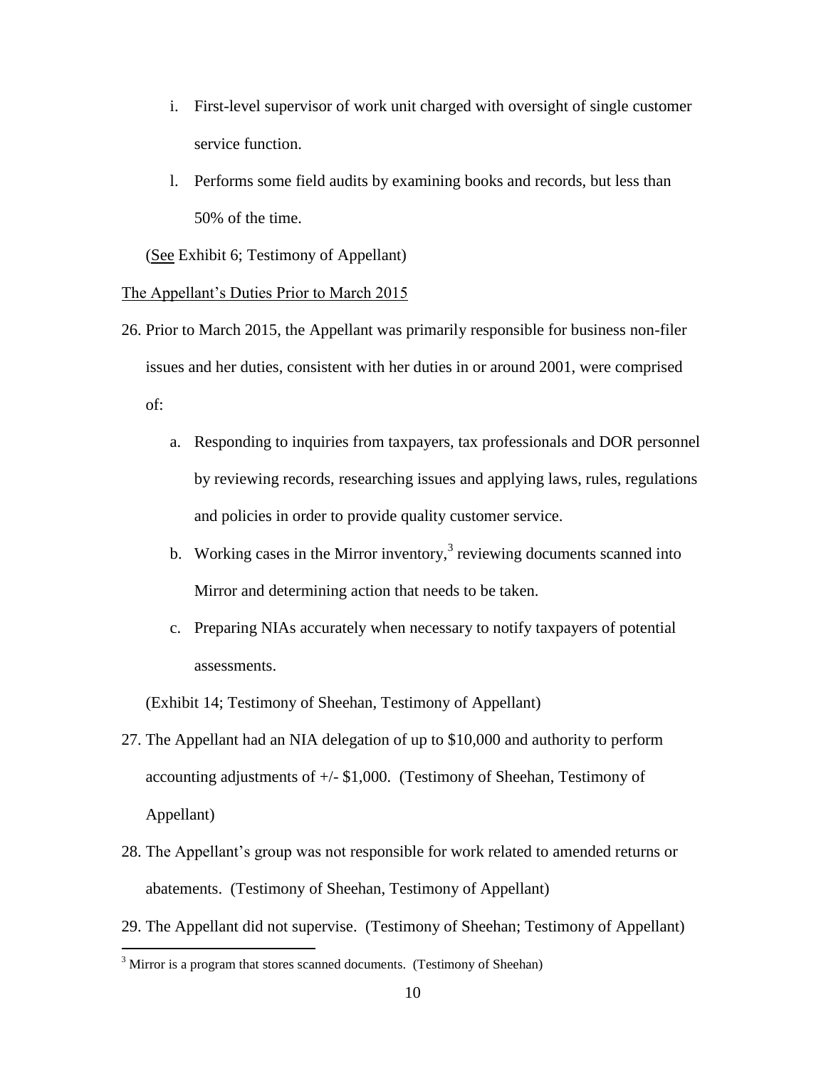i. First-level supervisor of work unit charged with oversight of single customer service function.

l. Performs some field audits by examining books and records, but less than 50% of the time.

(See Exhibit 6; Testimony of Appellant)

The Appellant's Duties Prior to March 2015

26. Prior to March 2015, the Appellant was primarily responsible for business non-filer issues and her duties, consistent with her duties in or around 2001, were comprised of:

    a. Responding to inquiries from taxpayers, tax professionals and DOR personnel by reviewing records, researching issues and applying laws, rules, regulations and policies in order to provide quality customer service.

    b. Working cases in the Mirror inventory,[3] reviewing documents scanned into Mirror and determining action that needs to be taken.

    c. Preparing NIAs accurately when necessary to notify taxpayers of potential assessments.

    (Exhibit 14; Testimony of Sheehan, Testimony of Appellant)

27. The Appellant had an NIA delegation of up to $10,000 and authority to perform accounting adjustments of +/- $1,000. (Testimony of Sheehan, Testimony of Appellant)

28. The Appellant's group was not responsible for work related to amended returns or abatements. (Testimony of Sheehan, Testimony of Appellant)

29. The Appellant did not supervise. (Testimony of Sheehan; Testimony of Appellant)

[3] Mirror is a program that stores scanned documents. (Testimony of Sheehan)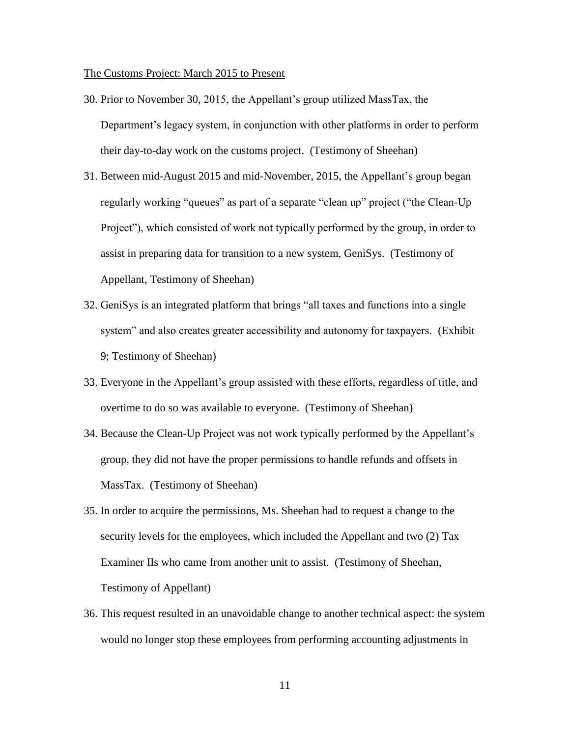<u>The Customs Project: March 2015 to Present</u>

30. Prior to November 30, 2015, the Appellant's group utilized MassTax, the Department's legacy system, in conjunction with other platforms in order to perform their day-to-day work on the customs project. (Testimony of Sheehan)
31. Between mid-August 2015 and mid-November, 2015, the Appellant's group began regularly working "queues" as part of a separate "clean up" project ("the Clean-Up Project"), which consisted of work not typically performed by the group, in order to assist in preparing data for transition to a new system, GeniSys. (Testimony of Appellant, Testimony of Sheehan)
32. GeniSys is an integrated platform that brings "all taxes and functions into a single system" and also creates greater accessibility and autonomy for taxpayers. (Exhibit 9; Testimony of Sheehan)
33. Everyone in the Appellant's group assisted with these efforts, regardless of title, and overtime to do so was available to everyone. (Testimony of Sheehan)
34. Because the Clean-Up Project was not work typically performed by the Appellant's group, they did not have the proper permissions to handle refunds and offsets in MassTax. (Testimony of Sheehan)
35. In order to acquire the permissions, Ms. Sheehan had to request a change to the security levels for the employees, which included the Appellant and two (2) Tax Examiner IIs who came from another unit to assist. (Testimony of Sheehan, Testimony of Appellant)
36. This request resulted in an unavoidable change to another technical aspect: the system would no longer stop these employees from performing accounting adjustments in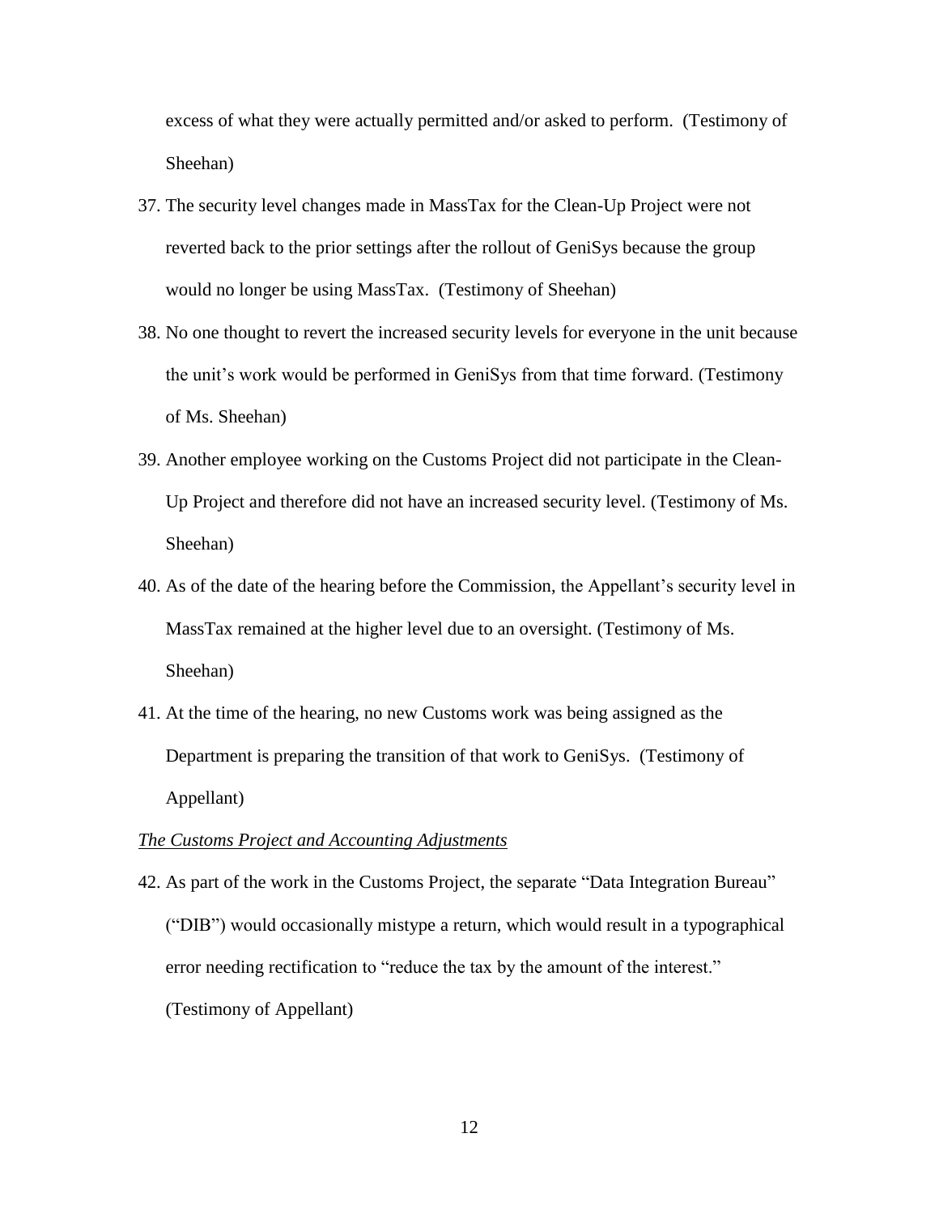excess of what they were actually permitted and/or asked to perform. (Testimony of Sheehan)

37. The security level changes made in MassTax for the Clean-Up Project were not reverted back to the prior settings after the rollout of GeniSys because the group would no longer be using MassTax. (Testimony of Sheehan)

38. No one thought to revert the increased security levels for everyone in the unit because the unit's work would be performed in GeniSys from that time forward. (Testimony of Ms. Sheehan)

39. Another employee working on the Customs Project did not participate in the Clean-Up Project and therefore did not have an increased security level. (Testimony of Ms. Sheehan)

40. As of the date of the hearing before the Commission, the Appellant's security level in MassTax remained at the higher level due to an oversight. (Testimony of Ms. Sheehan)

41. At the time of the hearing, no new Customs work was being assigned as the Department is preparing the transition of that work to GeniSys. (Testimony of Appellant)

*The Customs Project and Accounting Adjustments*

42. As part of the work in the Customs Project, the separate "Data Integration Bureau" ("DIB") would occasionally mistype a return, which would result in a typographical error needing rectification to "reduce the tax by the amount of the interest." (Testimony of Appellant)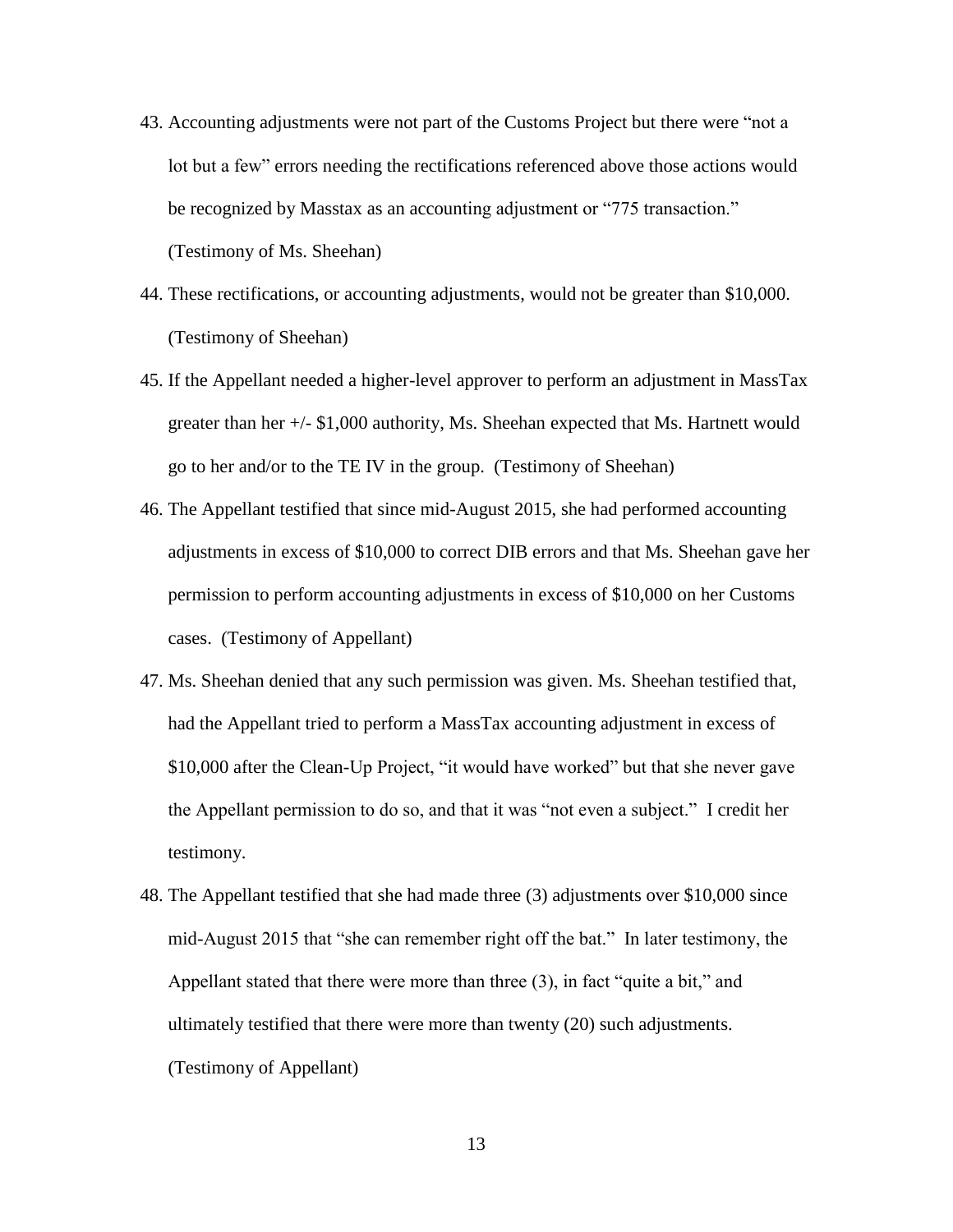43. Accounting adjustments were not part of the Customs Project but there were "not a lot but a few" errors needing the rectifications referenced above those actions would be recognized by Masstax as an accounting adjustment or "775 transaction." (Testimony of Ms. Sheehan)

44. These rectifications, or accounting adjustments, would not be greater than $10,000. (Testimony of Sheehan)

45. If the Appellant needed a higher-level approver to perform an adjustment in MassTax greater than her +/- $1,000 authority, Ms. Sheehan expected that Ms. Hartnett would go to her and/or to the TE IV in the group. (Testimony of Sheehan)

46. The Appellant testified that since mid-August 2015, she had performed accounting adjustments in excess of $10,000 to correct DIB errors and that Ms. Sheehan gave her permission to perform accounting adjustments in excess of $10,000 on her Customs cases. (Testimony of Appellant)

47. Ms. Sheehan denied that any such permission was given. Ms. Sheehan testified that, had the Appellant tried to perform a MassTax accounting adjustment in excess of $10,000 after the Clean-Up Project, "it would have worked" but that she never gave the Appellant permission to do so, and that it was "not even a subject." I credit her testimony.

48. The Appellant testified that she had made three (3) adjustments over $10,000 since mid-August 2015 that "she can remember right off the bat." In later testimony, the Appellant stated that there were more than three (3), in fact "quite a bit," and ultimately testified that there were more than twenty (20) such adjustments. (Testimony of Appellant)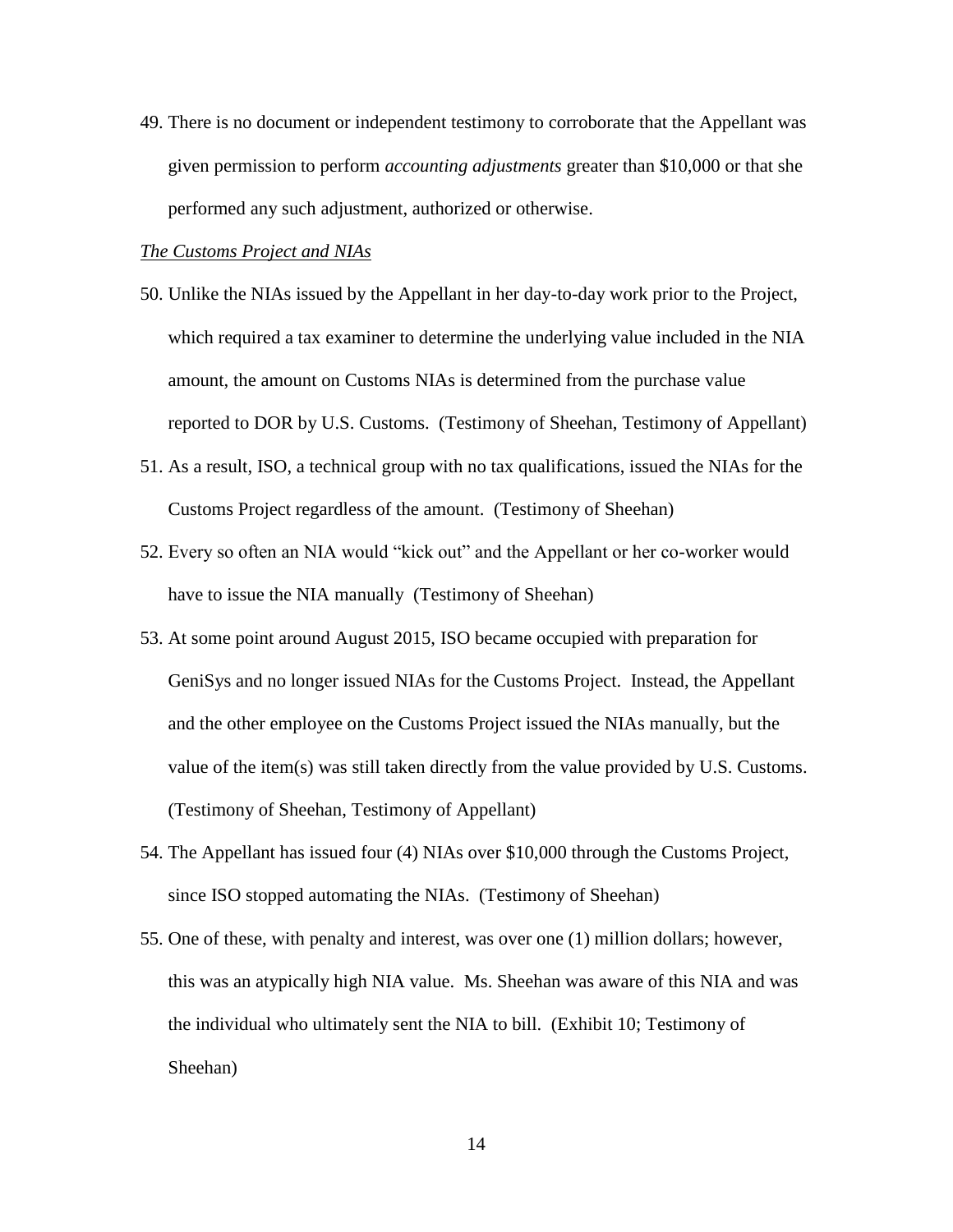49. There is no document or independent testimony to corroborate that the Appellant was given permission to perform *accounting adjustments* greater than $10,000 or that she performed any such adjustment, authorized or otherwise.

*The Customs Project and NIAs*

50. Unlike the NIAs issued by the Appellant in her day-to-day work prior to the Project, which required a tax examiner to determine the underlying value included in the NIA amount, the amount on Customs NIAs is determined from the purchase value reported to DOR by U.S. Customs. (Testimony of Sheehan, Testimony of Appellant)
51. As a result, ISO, a technical group with no tax qualifications, issued the NIAs for the Customs Project regardless of the amount. (Testimony of Sheehan)
52. Every so often an NIA would "kick out" and the Appellant or her co-worker would have to issue the NIA manually (Testimony of Sheehan)
53. At some point around August 2015, ISO became occupied with preparation for GeniSys and no longer issued NIAs for the Customs Project. Instead, the Appellant and the other employee on the Customs Project issued the NIAs manually, but the value of the item(s) was still taken directly from the value provided by U.S. Customs. (Testimony of Sheehan, Testimony of Appellant)
54. The Appellant has issued four (4) NIAs over $10,000 through the Customs Project, since ISO stopped automating the NIAs. (Testimony of Sheehan)
55. One of these, with penalty and interest, was over one (1) million dollars; however, this was an atypically high NIA value. Ms. Sheehan was aware of this NIA and was the individual who ultimately sent the NIA to bill. (Exhibit 10; Testimony of Sheehan)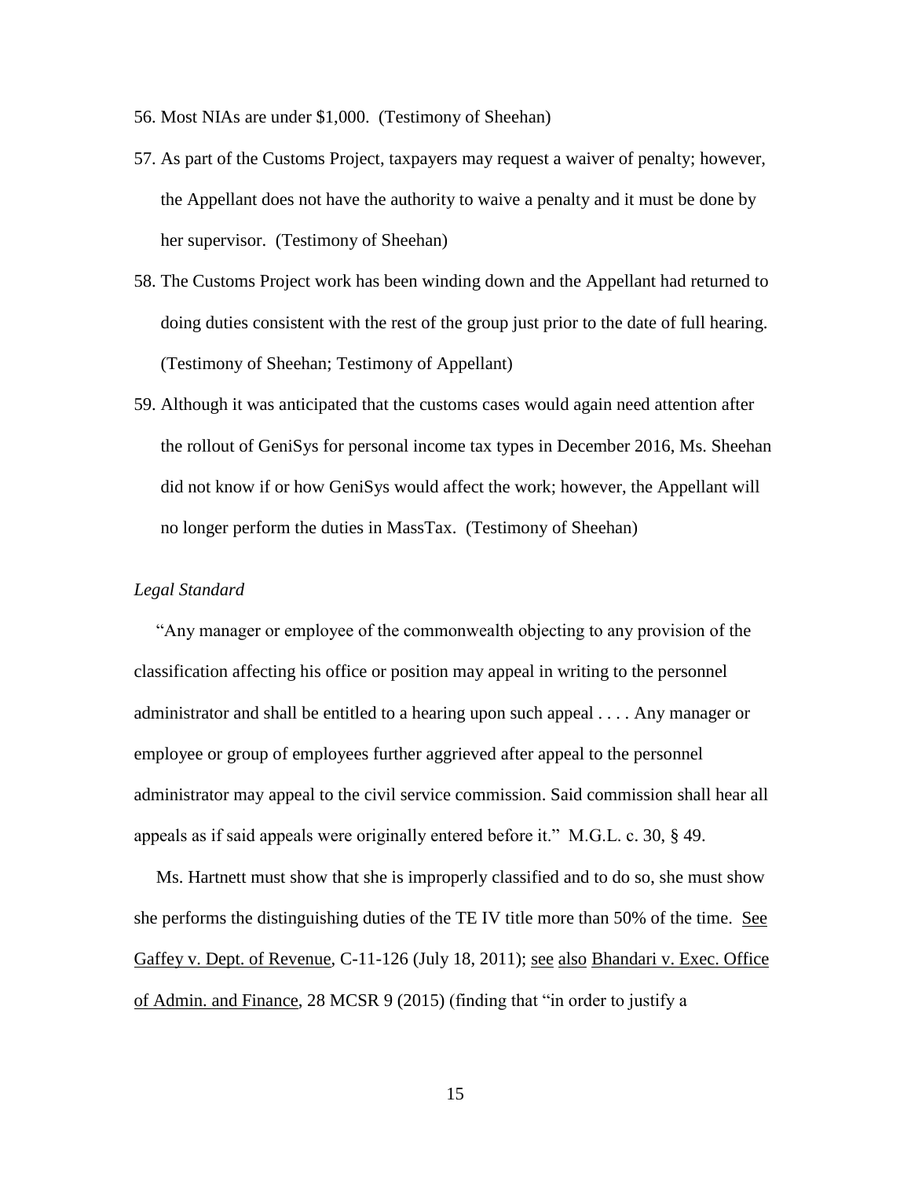56. Most NIAs are under $1,000. (Testimony of Sheehan)

57. As part of the Customs Project, taxpayers may request a waiver of penalty; however, the Appellant does not have the authority to waive a penalty and it must be done by her supervisor. (Testimony of Sheehan)

58. The Customs Project work has been winding down and the Appellant had returned to doing duties consistent with the rest of the group just prior to the date of full hearing. (Testimony of Sheehan; Testimony of Appellant)

59. Although it was anticipated that the customs cases would again need attention after the rollout of GeniSys for personal income tax types in December 2016, Ms. Sheehan did not know if or how GeniSys would affect the work; however, the Appellant will no longer perform the duties in MassTax. (Testimony of Sheehan)

*Legal Standard*

"Any manager or employee of the commonwealth objecting to any provision of the classification affecting his office or position may appeal in writing to the personnel administrator and shall be entitled to a hearing upon such appeal . . . . Any manager or employee or group of employees further aggrieved after appeal to the personnel administrator may appeal to the civil service commission. Said commission shall hear all appeals as if said appeals were originally entered before it." M.G.L. c. 30, § 49.

Ms. Hartnett must show that she is improperly classified and to do so, she must show she performs the distinguishing duties of the TE IV title more than 50% of the time. See Gaffey v. Dept. of Revenue, C-11-126 (July 18, 2011); see also Bhandari v. Exec. Office of Admin. and Finance, 28 MCSR 9 (2015) (finding that "in order to justify a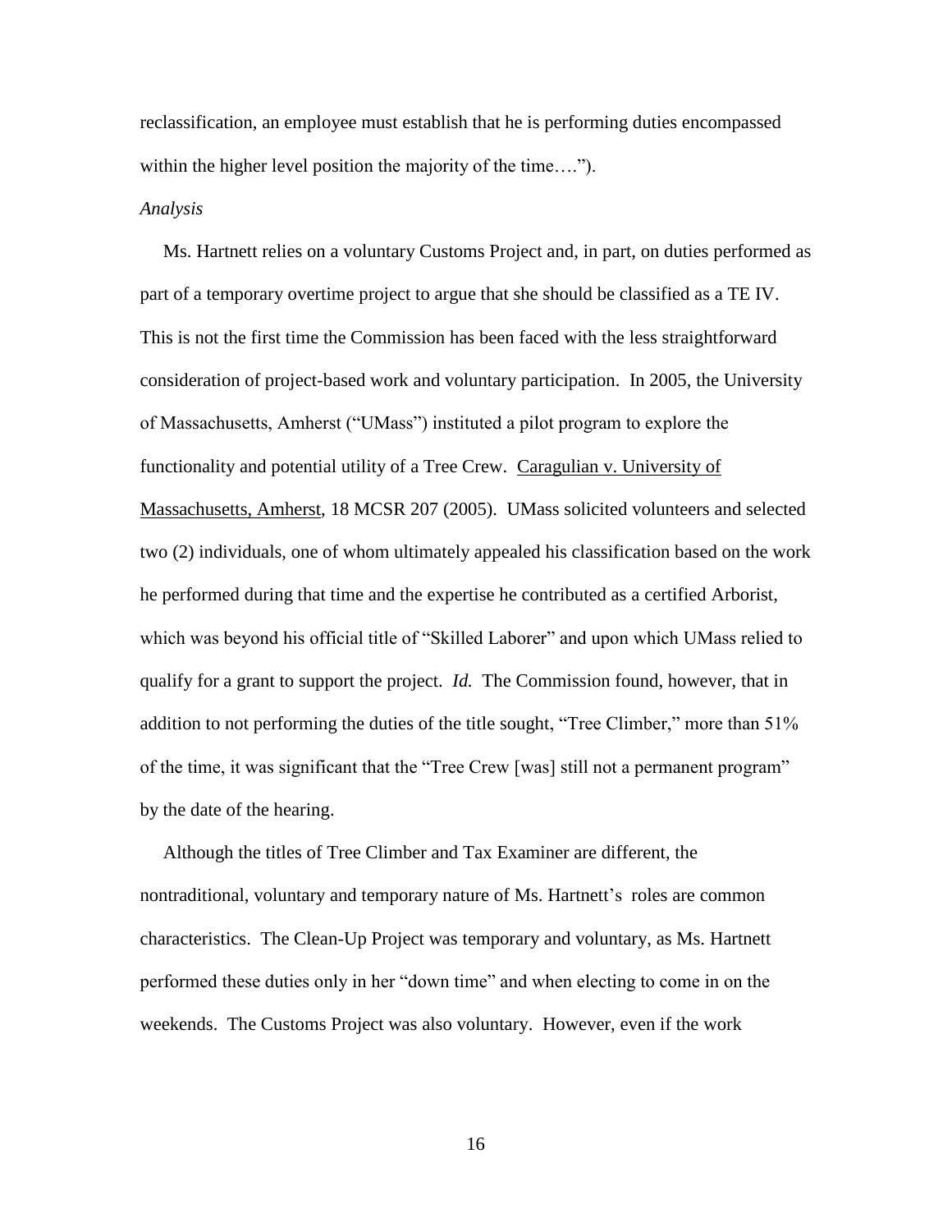reclassification, an employee must establish that he is performing duties encompassed within the higher level position the majority of the time….").

*Analysis*

Ms. Hartnett relies on a voluntary Customs Project and, in part, on duties performed as part of a temporary overtime project to argue that she should be classified as a TE IV. This is not the first time the Commission has been faced with the less straightforward consideration of project-based work and voluntary participation. In 2005, the University of Massachusetts, Amherst ("UMass") instituted a pilot program to explore the functionality and potential utility of a Tree Crew. Caragulian v. University of Massachusetts, Amherst, 18 MCSR 207 (2005). UMass solicited volunteers and selected two (2) individuals, one of whom ultimately appealed his classification based on the work he performed during that time and the expertise he contributed as a certified Arborist, which was beyond his official title of "Skilled Laborer" and upon which UMass relied to qualify for a grant to support the project. *Id.* The Commission found, however, that in addition to not performing the duties of the title sought, "Tree Climber," more than 51% of the time, it was significant that the "Tree Crew [was] still not a permanent program" by the date of the hearing.

Although the titles of Tree Climber and Tax Examiner are different, the nontraditional, voluntary and temporary nature of Ms. Hartnett's roles are common characteristics. The Clean-Up Project was temporary and voluntary, as Ms. Hartnett performed these duties only in her "down time" and when electing to come in on the weekends. The Customs Project was also voluntary. However, even if the work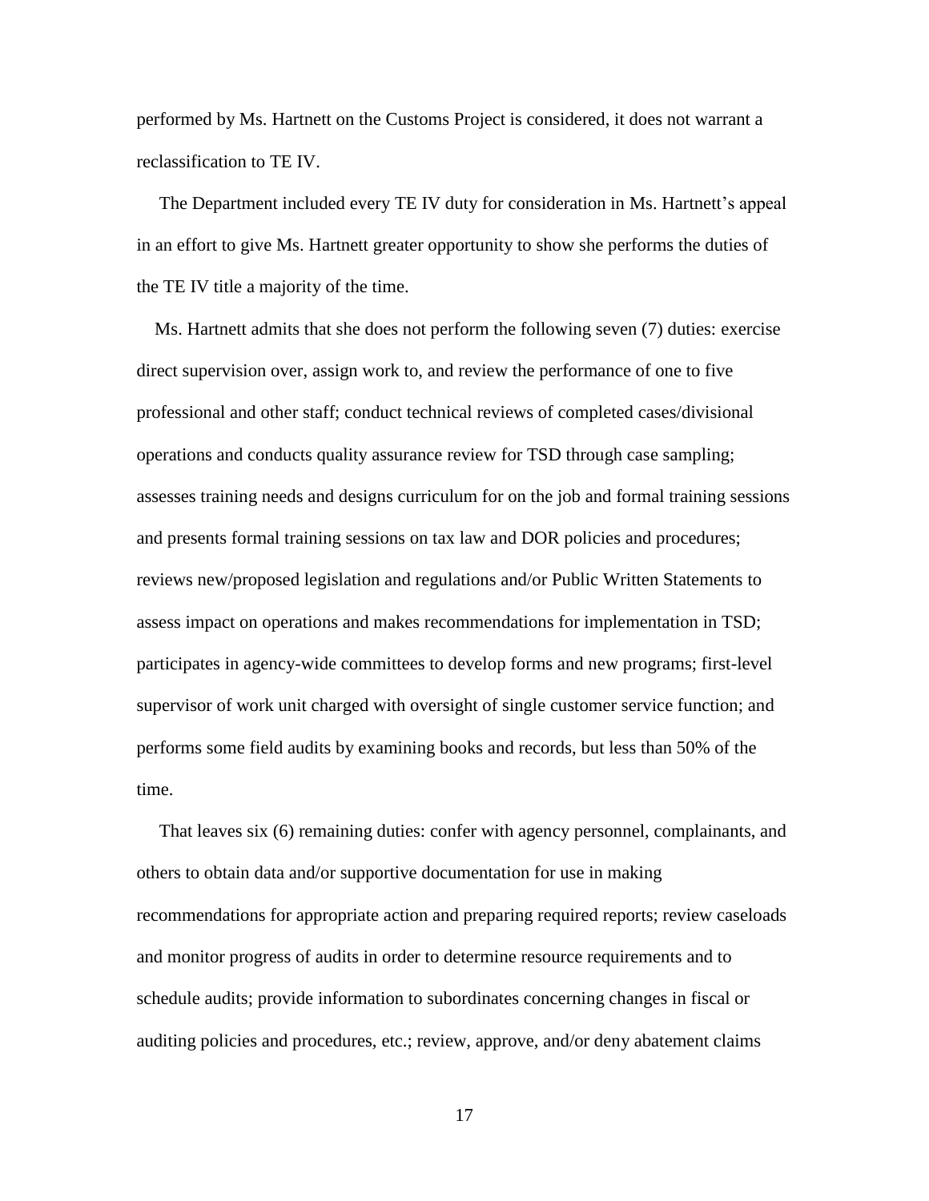performed by Ms. Hartnett on the Customs Project is considered, it does not warrant a reclassification to TE IV.

The Department included every TE IV duty for consideration in Ms. Hartnett's appeal in an effort to give Ms. Hartnett greater opportunity to show she performs the duties of the TE IV title a majority of the time.

Ms. Hartnett admits that she does not perform the following seven (7) duties: exercise direct supervision over, assign work to, and review the performance of one to five professional and other staff; conduct technical reviews of completed cases/divisional operations and conducts quality assurance review for TSD through case sampling; assesses training needs and designs curriculum for on the job and formal training sessions and presents formal training sessions on tax law and DOR policies and procedures; reviews new/proposed legislation and regulations and/or Public Written Statements to assess impact on operations and makes recommendations for implementation in TSD; participates in agency-wide committees to develop forms and new programs; first-level supervisor of work unit charged with oversight of single customer service function; and performs some field audits by examining books and records, but less than 50% of the time.

That leaves six (6) remaining duties: confer with agency personnel, complainants, and others to obtain data and/or supportive documentation for use in making recommendations for appropriate action and preparing required reports; review caseloads and monitor progress of audits in order to determine resource requirements and to schedule audits; provide information to subordinates concerning changes in fiscal or auditing policies and procedures, etc.; review, approve, and/or deny abatement claims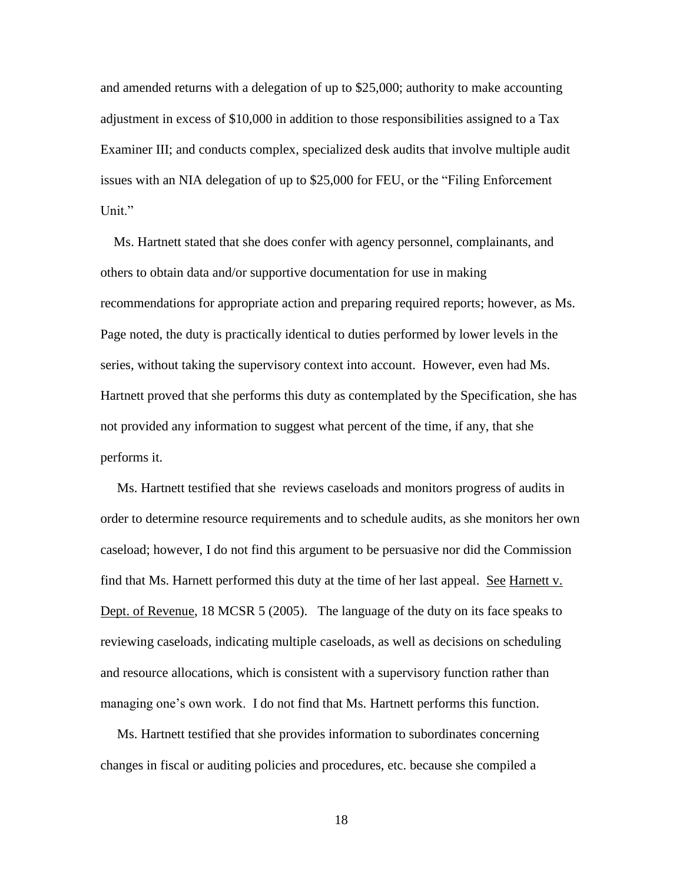and amended returns with a delegation of up to $25,000; authority to make accounting adjustment in excess of $10,000 in addition to those responsibilities assigned to a Tax Examiner III; and conducts complex, specialized desk audits that involve multiple audit issues with an NIA delegation of up to $25,000 for FEU, or the "Filing Enforcement Unit."

Ms. Hartnett stated that she does confer with agency personnel, complainants, and others to obtain data and/or supportive documentation for use in making recommendations for appropriate action and preparing required reports; however, as Ms. Page noted, the duty is practically identical to duties performed by lower levels in the series, without taking the supervisory context into account. However, even had Ms. Hartnett proved that she performs this duty as contemplated by the Specification, she has not provided any information to suggest what percent of the time, if any, that she performs it.

Ms. Hartnett testified that she reviews caseloads and monitors progress of audits in order to determine resource requirements and to schedule audits, as she monitors her own caseload; however, I do not find this argument to be persuasive nor did the Commission find that Ms. Harnett performed this duty at the time of her last appeal. See Harnett v. Dept. of Revenue, 18 MCSR 5 (2005). The language of the duty on its face speaks to reviewing caseload*s*, indicating multiple caseloads, as well as decisions on scheduling and resource allocations, which is consistent with a supervisory function rather than managing one's own work. I do not find that Ms. Hartnett performs this function.

Ms. Hartnett testified that she provides information to subordinates concerning changes in fiscal or auditing policies and procedures, etc. because she compiled a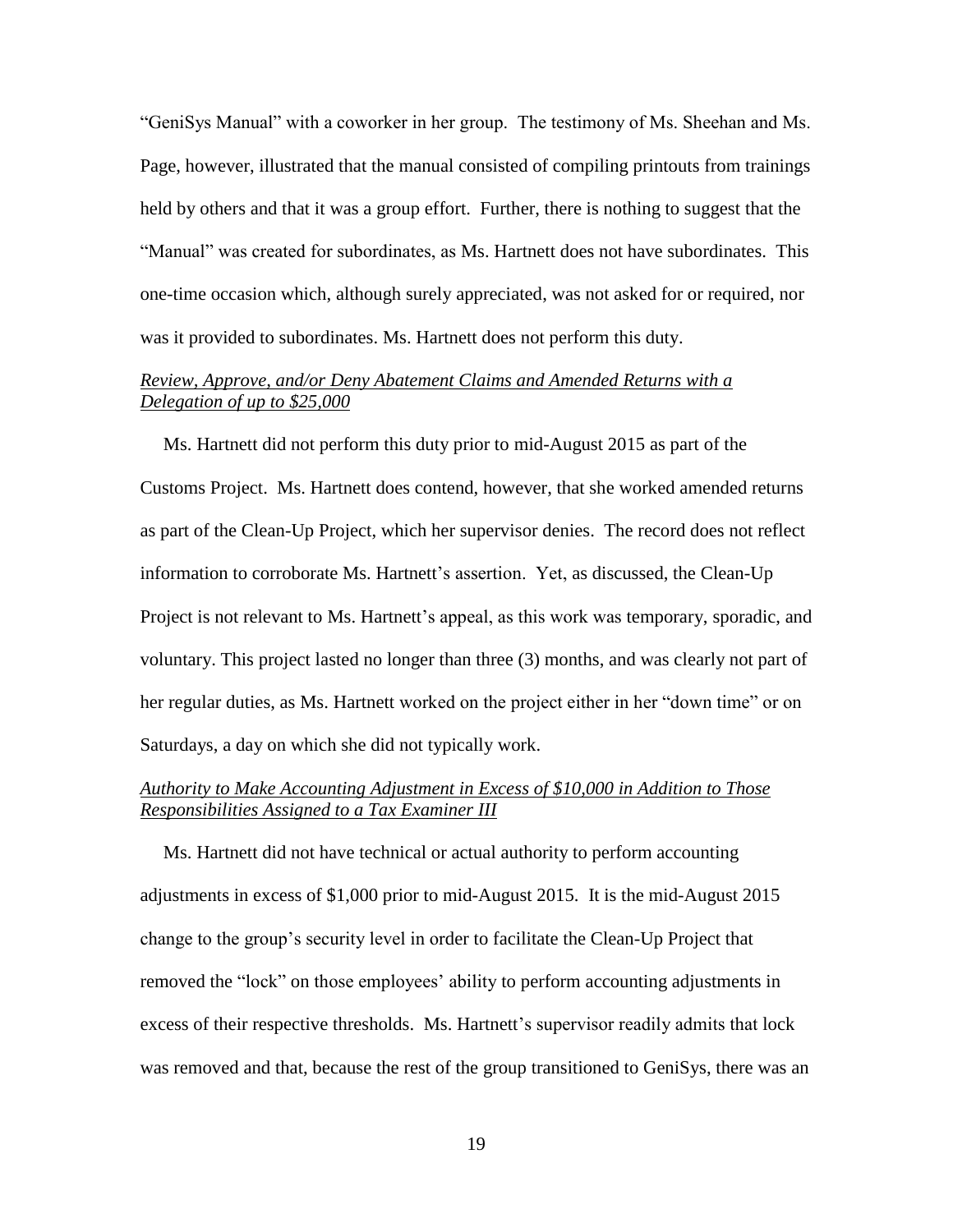"GeniSys Manual" with a coworker in her group. The testimony of Ms. Sheehan and Ms. Page, however, illustrated that the manual consisted of compiling printouts from trainings held by others and that it was a group effort. Further, there is nothing to suggest that the "Manual" was created for subordinates, as Ms. Hartnett does not have subordinates. This one-time occasion which, although surely appreciated, was not asked for or required, nor was it provided to subordinates. Ms. Hartnett does not perform this duty.

<u>*Review, Approve, and/or Deny Abatement Claims and Amended Returns with a Delegation of up to $25,000*</u>

Ms. Hartnett did not perform this duty prior to mid-August 2015 as part of the Customs Project. Ms. Hartnett does contend, however, that she worked amended returns as part of the Clean-Up Project, which her supervisor denies. The record does not reflect information to corroborate Ms. Hartnett's assertion. Yet, as discussed, the Clean-Up Project is not relevant to Ms. Hartnett's appeal, as this work was temporary, sporadic, and voluntary. This project lasted no longer than three (3) months, and was clearly not part of her regular duties, as Ms. Hartnett worked on the project either in her "down time" or on Saturdays, a day on which she did not typically work.

<u>*Authority to Make Accounting Adjustment in Excess of $10,000 in Addition to Those Responsibilities Assigned to a Tax Examiner III*</u>

Ms. Hartnett did not have technical or actual authority to perform accounting adjustments in excess of $1,000 prior to mid-August 2015. It is the mid-August 2015 change to the group's security level in order to facilitate the Clean-Up Project that removed the "lock" on those employees' ability to perform accounting adjustments in excess of their respective thresholds. Ms. Hartnett's supervisor readily admits that lock was removed and that, because the rest of the group transitioned to GeniSys, there was an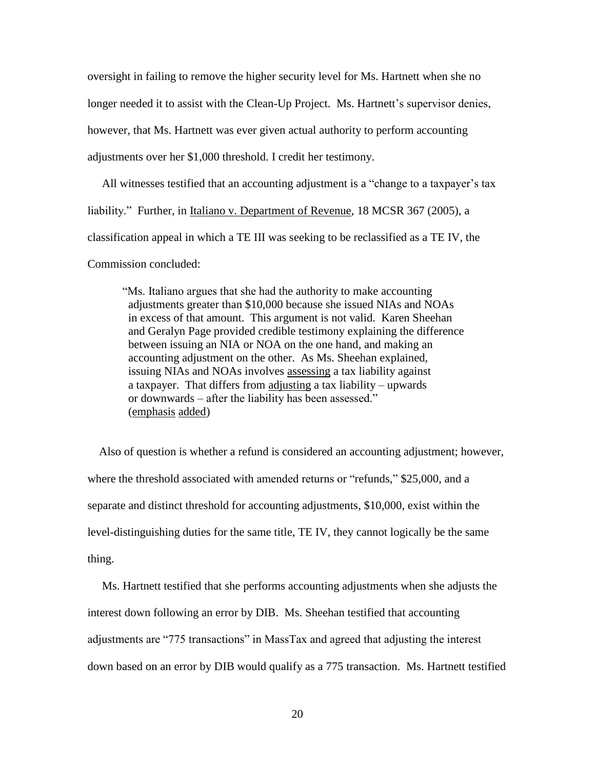oversight in failing to remove the higher security level for Ms. Hartnett when she no longer needed it to assist with the Clean-Up Project. Ms. Hartnett's supervisor denies, however, that Ms. Hartnett was ever given actual authority to perform accounting adjustments over her $1,000 threshold. I credit her testimony.

All witnesses testified that an accounting adjustment is a "change to a taxpayer's tax liability." Further, in Italiano v. Department of Revenue, 18 MCSR 367 (2005), a classification appeal in which a TE III was seeking to be reclassified as a TE IV, the Commission concluded:

> "Ms. Italiano argues that she had the authority to make accounting adjustments greater than $10,000 because she issued NIAs and NOAs in excess of that amount. This argument is not valid. Karen Sheehan and Geralyn Page provided credible testimony explaining the difference between issuing an NIA or NOA on the one hand, and making an accounting adjustment on the other. As Ms. Sheehan explained, issuing NIAs and NOAs involves assessing a tax liability against a taxpayer. That differs from adjusting a tax liability – upwards or downwards – after the liability has been assessed." (emphasis added)

Also of question is whether a refund is considered an accounting adjustment; however, where the threshold associated with amended returns or "refunds," $25,000, and a separate and distinct threshold for accounting adjustments, $10,000, exist within the level-distinguishing duties for the same title, TE IV, they cannot logically be the same thing.

Ms. Hartnett testified that she performs accounting adjustments when she adjusts the interest down following an error by DIB. Ms. Sheehan testified that accounting adjustments are "775 transactions" in MassTax and agreed that adjusting the interest down based on an error by DIB would qualify as a 775 transaction. Ms. Hartnett testified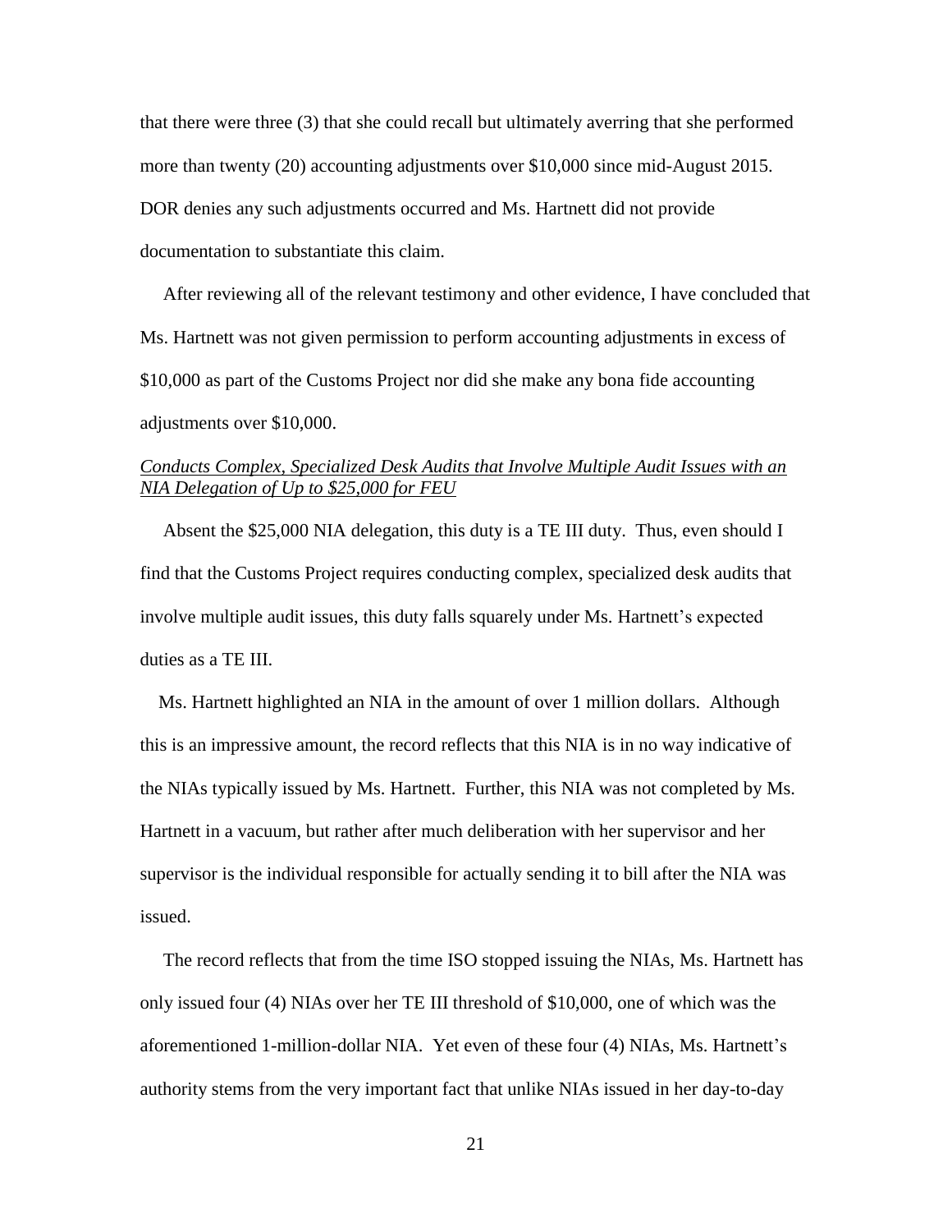that there were three (3) that she could recall but ultimately averring that she performed more than twenty (20) accounting adjustments over $10,000 since mid-August 2015. DOR denies any such adjustments occurred and Ms. Hartnett did not provide documentation to substantiate this claim.

After reviewing all of the relevant testimony and other evidence, I have concluded that Ms. Hartnett was not given permission to perform accounting adjustments in excess of $10,000 as part of the Customs Project nor did she make any bona fide accounting adjustments over $10,000.

<u>*Conducts Complex, Specialized Desk Audits that Involve Multiple Audit Issues with an NIA Delegation of Up to $25,000 for FEU*</u>

Absent the $25,000 NIA delegation, this duty is a TE III duty. Thus, even should I find that the Customs Project requires conducting complex, specialized desk audits that involve multiple audit issues, this duty falls squarely under Ms. Hartnett's expected duties as a TE III.

Ms. Hartnett highlighted an NIA in the amount of over 1 million dollars. Although this is an impressive amount, the record reflects that this NIA is in no way indicative of the NIAs typically issued by Ms. Hartnett. Further, this NIA was not completed by Ms. Hartnett in a vacuum, but rather after much deliberation with her supervisor and her supervisor is the individual responsible for actually sending it to bill after the NIA was issued.

The record reflects that from the time ISO stopped issuing the NIAs, Ms. Hartnett has only issued four (4) NIAs over her TE III threshold of $10,000, one of which was the aforementioned 1-million-dollar NIA. Yet even of these four (4) NIAs, Ms. Hartnett's authority stems from the very important fact that unlike NIAs issued in her day-to-day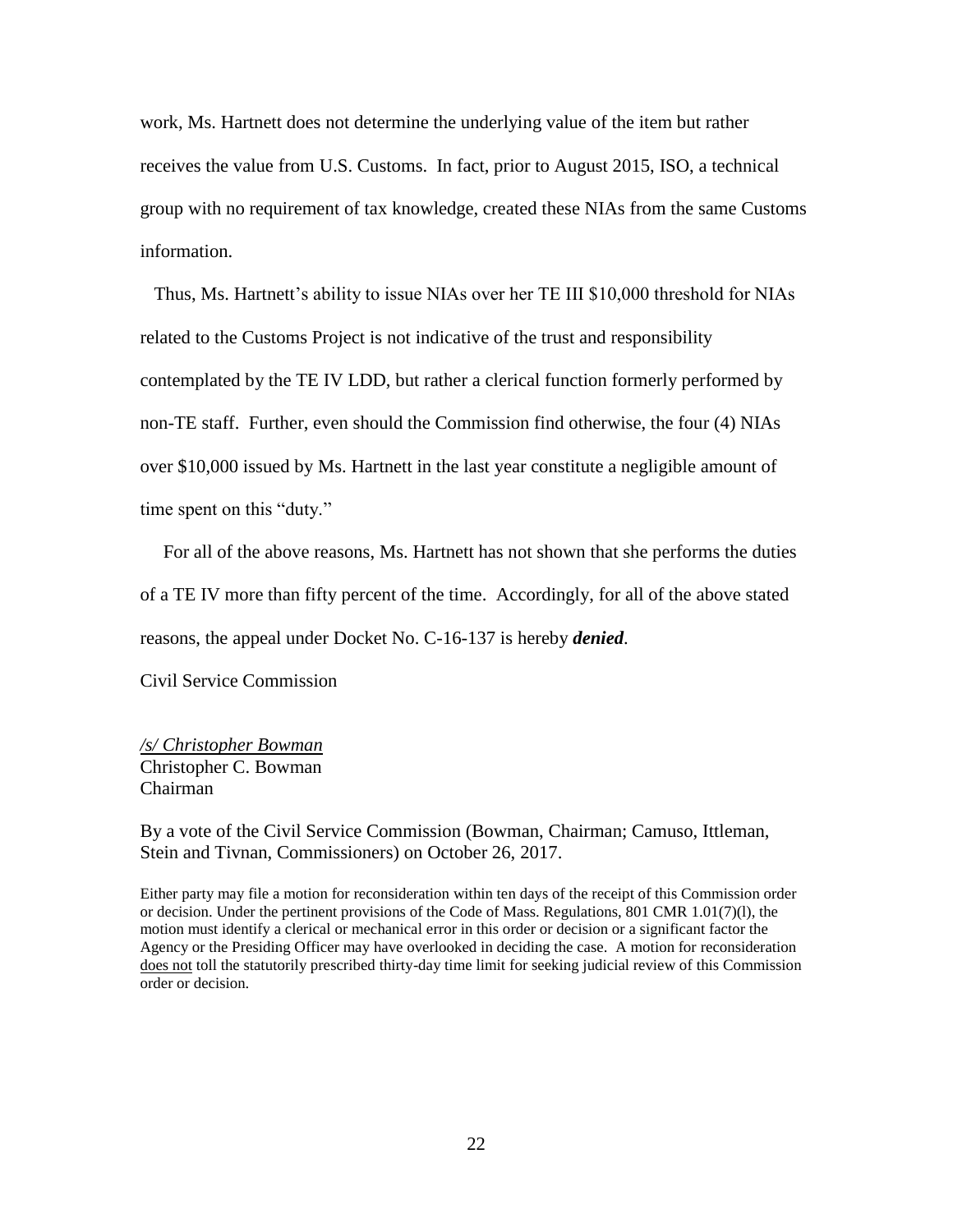work, Ms. Hartnett does not determine the underlying value of the item but rather receives the value from U.S. Customs. In fact, prior to August 2015, ISO, a technical group with no requirement of tax knowledge, created these NIAs from the same Customs information.

Thus, Ms. Hartnett's ability to issue NIAs over her TE III $10,000 threshold for NIAs related to the Customs Project is not indicative of the trust and responsibility contemplated by the TE IV LDD, but rather a clerical function formerly performed by non-TE staff. Further, even should the Commission find otherwise, the four (4) NIAs over $10,000 issued by Ms. Hartnett in the last year constitute a negligible amount of time spent on this "duty."

For all of the above reasons, Ms. Hartnett has not shown that she performs the duties of a TE IV more than fifty percent of the time. Accordingly, for all of the above stated reasons, the appeal under Docket No. C-16-137 is hereby ***denied***.

Civil Service Commission

*/s/ Christopher Bowman*
Christopher C. Bowman
Chairman

By a vote of the Civil Service Commission (Bowman, Chairman; Camuso, Ittleman, Stein and Tivnan, Commissioners) on October 26, 2017.

Either party may file a motion for reconsideration within ten days of the receipt of this Commission order or decision. Under the pertinent provisions of the Code of Mass. Regulations, 801 CMR 1.01(7)(l), the motion must identify a clerical or mechanical error in this order or decision or a significant factor the Agency or the Presiding Officer may have overlooked in deciding the case. A motion for reconsideration does not toll the statutorily prescribed thirty-day time limit for seeking judicial review of this Commission order or decision.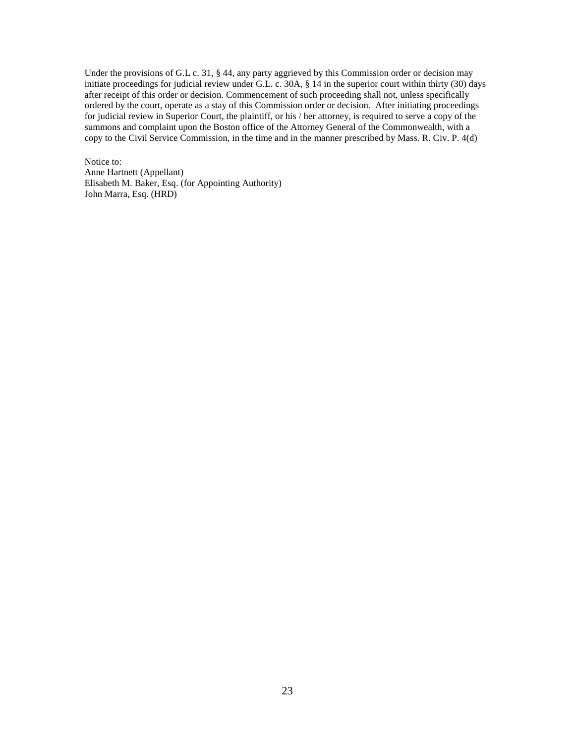Under the provisions of G.L c. 31, § 44, any party aggrieved by this Commission order or decision may initiate proceedings for judicial review under G.L. c. 30A, § 14 in the superior court within thirty (30) days after receipt of this order or decision. Commencement of such proceeding shall not, unless specifically ordered by the court, operate as a stay of this Commission order or decision. After initiating proceedings for judicial review in Superior Court, the plaintiff, or his / her attorney, is required to serve a copy of the summons and complaint upon the Boston office of the Attorney General of the Commonwealth, with a copy to the Civil Service Commission, in the time and in the manner prescribed by Mass. R. Civ. P. 4(d)

Notice to:
Anne Hartnett (Appellant)
Elisabeth M. Baker, Esq. (for Appointing Authority)
John Marra, Esq. (HRD)